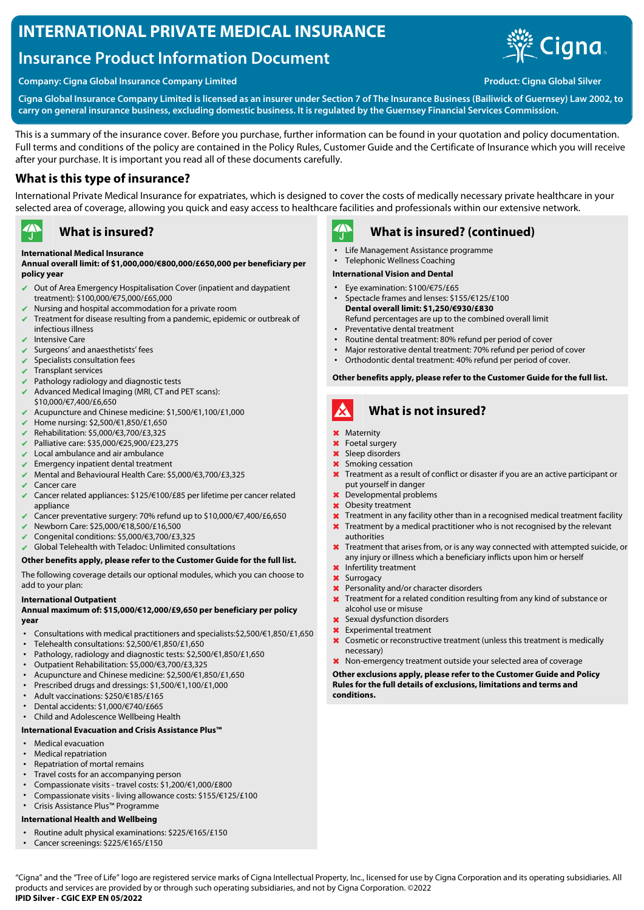# INTERNATIONAL PRIVATE MEDICAL INSURANCE

## Insurance Product Information Document

**Company: Cigna Global Insurance Company Limited**

**Product: Cigna Global Silver**

**Cigna Global Insurance Company Limited is licensed as an insurer under Section 7 of The Insurance Business (Bailiwick of Guernsey) Law 2002, to carry on general insurance business, excluding domestic business. It is regulated by the Guernsey Financial Services Commission.**

This is a summary of the insurance cover. Before you purchase, further information can be found in your quotation and policy documentation. Full terms and conditions of the policy are contained in the Policy Rules, Customer Guide and the Certificate of Insurance which you will receive after your purchase. It is important you read all of these documents carefully.

## What is this type of insurance?

International Private Medical Insurance for expatriates, which is designed to cover the costs of medically necessary private healthcare in your selected area of coverage, allowing you quick and easy access to healthcare facilities and professionals within our extensive network.

## What is insured?

**International Medical Insurance**

**Annual overall limit: of $1,000,000/€800,000/£650,000 per beneficiary per policy year**

- ✔ Out of Area Emergency Hospitalisation Cover (inpatient and daypatient treatment): $100,000/€75,000/£65,000
- ✔ Nursing and hospital accommodation for a private room
- ✔ Treatment for disease resulting from a pandemic, epidemic or outbreak of infectious illness
- ✔ Intensive Care
- ✔ Surgeons' and anaesthetists' fees
- ✔ Specialists consultation fees
- ✔ Transplant services
- ✔ Pathology radiology and diagnostic tests
- ✔ Advanced Medical Imaging (MRI, CT and PET scans): $10,000/€7,400/£6,650
- ✔ Acupuncture and Chinese medicine: $1,500/€1,100/£1,000
- ✔ Home nursing: $2,500/€1,850/£1,650
- ✔ Rehabilitation: $5,000/€3,700/£3,325
- ✔ Palliative care: $35,000/€25,900/£23,275
- ✔ Local ambulance and air ambulance
- ✔ Emergency inpatient dental treatment
- ✔ Mental and Behavioural Health Care: $5,000/€3,700/£3,325
- ✔ Cancer care
- ✔ Cancer related appliances: $125/€100/£85 per lifetime per cancer related appliance
- ✔ Cancer preventative surgery: 70% refund up to $10,000/€7,400/£6,650
- ✔ Newborn Care: $25,000/€18,500/£16,500
- ✔ Congenital conditions: $5,000/€3,700/£3,325
- ✔ Global Telehealth with Teladoc: Unlimited consultations

**Other benefits apply, please refer to the Customer Guide for the full list.**

The following coverage details our optional modules, which you can choose to add to your plan:

**International Outpatient**

**Annual maximum of: $15,000/€12,000/£9,650 per beneficiary per policy year**

- Consultations with medical practitioners and specialists:$2,500/€1,850/£1,650
- Telehealth consultations: $2,500/€1,850/£1,650
- Pathology, radiology and diagnostic tests: $2,500/€1,850/£1,650
- Outpatient Rehabilitation: $5,000/€3,700/£3,325
- Acupuncture and Chinese medicine: $2,500/€1,850/£1,650
- Prescribed drugs and dressings: $1,500/€1,100/£1,000
- Adult vaccinations: $250/€185/£165
- Dental accidents: $1,000/€740/£665
- Child and Adolescence Wellbeing Health

**International Evacuation and Crisis Assistance Plus™**

- Medical evacuation
- Medical repatriation
- Repatriation of mortal remains
- Travel costs for an accompanying person
- Compassionate visits - travel costs: $1,200/€1,000/£800
- Compassionate visits - living allowance costs: $155/€125/£100
- Crisis Assistance Plus™ Programme

**International Health and Wellbeing**

- Routine adult physical examinations: $225/€165/£150
- Cancer screenings: $225/€165/£150

## What is insured? (continued)

- Life Management Assistance programme
- Telephonic Wellness Coaching

**International Vision and Dental**

- Eye examination: $100/€75/£65
- Spectacle frames and lenses: $155/€125/£100

  **Dental overall limit: $1,250/€930/£830**

  Refund percentages are up to the combined overall limit
- Preventative dental treatment
- Routine dental treatment: 80% refund per period of cover
- Major restorative dental treatment: 70% refund per period of cover
- Orthodontic dental treatment: 40% refund per period of cover.

**Other benefits apply, please refer to the Customer Guide for the full list.**

## What is not insured?

- ✖ Maternity
- ✖ Foetal surgery
- ✖ Sleep disorders
- ✖ Smoking cessation
- ✖ Treatment as a result of conflict or disaster if you are an active participant or put yourself in danger
- ✖ Developmental problems
- ✖ Obesity treatment
- ✖ Treatment in any facility other than in a recognised medical treatment facility
- ✖ Treatment by a medical practitioner who is not recognised by the relevant authorities
- ✖ Treatment that arises from, or is any way connected with attempted suicide, or any injury or illness which a beneficiary inflicts upon him or herself
- ✖ Infertility treatment
- ✖ Surrogacy
- ✖ Personality and/or character disorders
- ✖ Treatment for a related condition resulting from any kind of substance or alcohol use or misuse
- ✖ Sexual dysfunction disorders
- ✖ Experimental treatment
- ✖ Cosmetic or reconstructive treatment (unless this treatment is medically necessary)
- ✖ Non-emergency treatment outside your selected area of coverage

**Other exclusions apply, please refer to the Customer Guide and Policy Rules for the full details of exclusions, limitations and terms and conditions.**

"Cigna" and the "Tree of Life" logo are registered service marks of Cigna Intellectual Property, Inc., licensed for use by Cigna Corporation and its operating subsidiaries. All products and services are provided by or through such operating subsidiaries, and not by Cigna Corporation. ©2022

**IPID Silver - CGIC EXP EN 05/2022**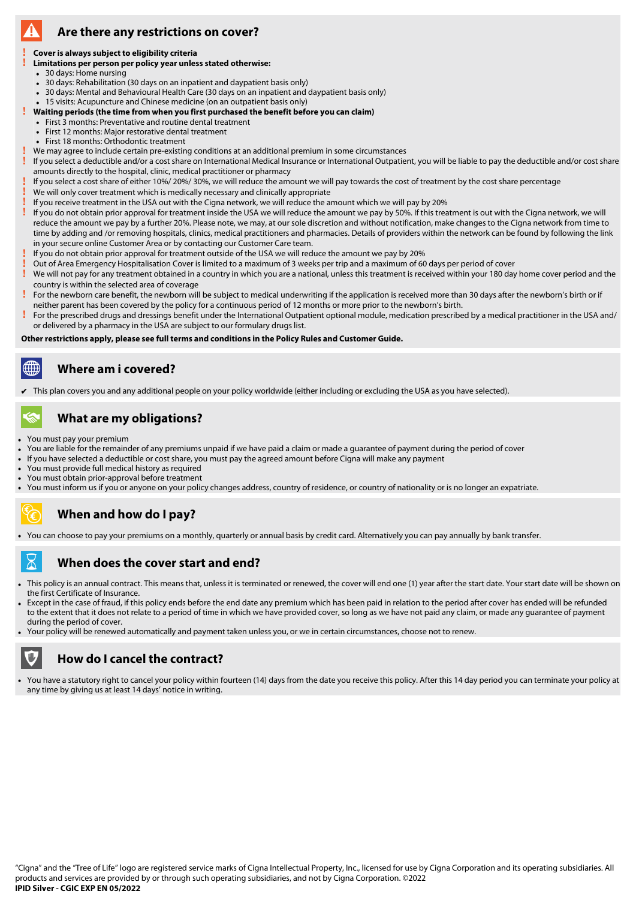## Are there any restrictions on cover?

- **Cover is always subject to eligibility criteria**
- **Limitations per person per policy year unless stated otherwise:**
  - 30 days: Home nursing
  - 30 days: Rehabilitation (30 days on an inpatient and daypatient basis only)
  - 30 days: Mental and Behavioural Health Care (30 days on an inpatient and daypatient basis only)
  - 15 visits: Acupuncture and Chinese medicine (on an outpatient basis only)
- **Waiting periods (the time from when you first purchased the benefit before you can claim)**
  - First 3 months: Preventative and routine dental treatment
  - First 12 months: Major restorative dental treatment
  - First 18 months: Orthodontic treatment
- We may agree to include certain pre-existing conditions at an additional premium in some circumstances
- If you select a deductible and/or a cost share on International Medical Insurance or International Outpatient, you will be liable to pay the deductible and/or cost share amounts directly to the hospital, clinic, medical practitioner or pharmacy
- If you select a cost share of either 10%/ 20%/ 30%, we will reduce the amount we will pay towards the cost of treatment by the cost share percentage
- We will only cover treatment which is medically necessary and clinically appropriate
- If you receive treatment in the USA out with the Cigna network, we will reduce the amount which we will pay by 20%
- If you do not obtain prior approval for treatment inside the USA we will reduce the amount we pay by 50%. If this treatment is out with the Cigna network, we will reduce the amount we pay by a further 20%. Please note, we may, at our sole discretion and without notification, make changes to the Cigna network from time to time by adding and /or removing hospitals, clinics, medical practitioners and pharmacies. Details of providers within the network can be found by following the link in your secure online Customer Area or by contacting our Customer Care team.
- If you do not obtain prior approval for treatment outside of the USA we will reduce the amount we pay by 20%
- Out of Area Emergency Hospitalisation Cover is limited to a maximum of 3 weeks per trip and a maximum of 60 days per period of cover
- We will not pay for any treatment obtained in a country in which you are a national, unless this treatment is received within your 180 day home cover period and the country is within the selected area of coverage
- For the newborn care benefit, the newborn will be subject to medical underwriting if the application is received more than 30 days after the newborn's birth or if neither parent has been covered by the policy for a continuous period of 12 months or more prior to the newborn's birth.
- For the prescribed drugs and dressings benefit under the International Outpatient optional module, medication prescribed by a medical practitioner in the USA and/ or delivered by a pharmacy in the USA are subject to our formulary drugs list.

**Other restrictions apply, please see full terms and conditions in the Policy Rules and Customer Guide.**

## Where am i covered?

✔ This plan covers you and any additional people on your policy worldwide (either including or excluding the USA as you have selected).

## What are my obligations?

- You must pay your premium
- You are liable for the remainder of any premiums unpaid if we have paid a claim or made a guarantee of payment during the period of cover
- If you have selected a deductible or cost share, you must pay the agreed amount before Cigna will make any payment
- You must provide full medical history as required
- You must obtain prior-approval before treatment
- You must inform us if you or anyone on your policy changes address, country of residence, or country of nationality or is no longer an expatriate.

## When and how do I pay?

- You can choose to pay your premiums on a monthly, quarterly or annual basis by credit card. Alternatively you can pay annually by bank transfer.

## When does the cover start and end?

- This policy is an annual contract. This means that, unless it is terminated or renewed, the cover will end one (1) year after the start date. Your start date will be shown on the first Certificate of Insurance.
- Except in the case of fraud, if this policy ends before the end date any premium which has been paid in relation to the period after cover has ended will be refunded to the extent that it does not relate to a period of time in which we have provided cover, so long as we have not paid any claim, or made any guarantee of payment during the period of cover.
- Your policy will be renewed automatically and payment taken unless you, or we in certain circumstances, choose not to renew.

## How do I cancel the contract?

- You have a statutory right to cancel your policy within fourteen (14) days from the date you receive this policy. After this 14 day period you can terminate your policy at any time by giving us at least 14 days' notice in writing.

"Cigna" and the "Tree of Life" logo are registered service marks of Cigna Intellectual Property, Inc., licensed for use by Cigna Corporation and its operating subsidiaries. All products and services are provided by or through such operating subsidiaries, and not by Cigna Corporation. ©2022
**IPID Silver - CGIC EXP EN 05/2022**